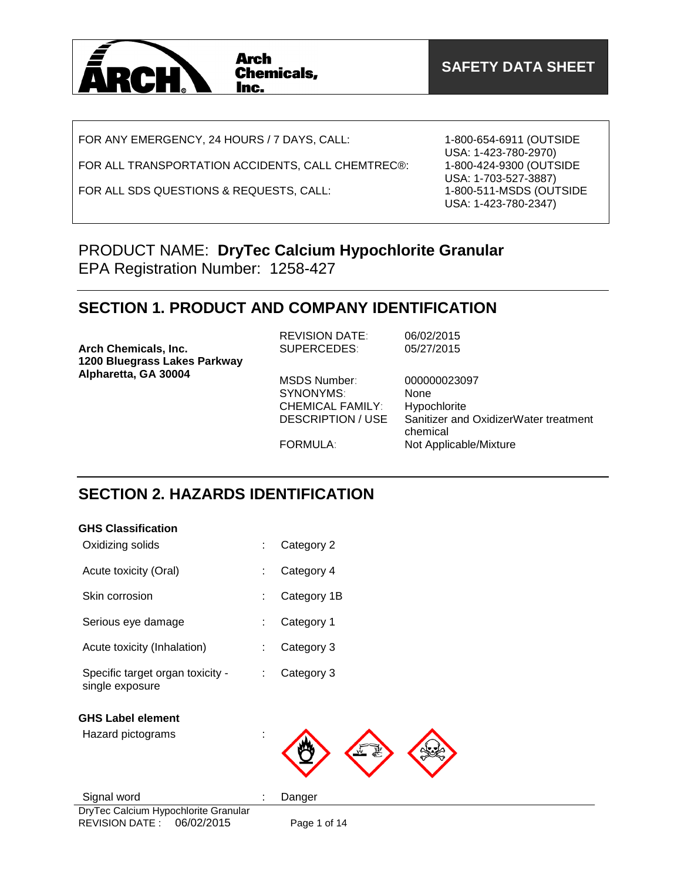Arch Chemicals, Inc.

**SAFETY DATA SHEET**

| | |
|---|---|
| FOR ANY EMERGENCY, 24 HOURS / 7 DAYS, CALL: | 1-800-654-6911 (OUTSIDE USA: 1-423-780-2970) |
| FOR ALL TRANSPORTATION ACCIDENTS, CALL CHEMTREC®: | 1-800-424-9300 (OUTSIDE USA: 1-703-527-3887) |
| FOR ALL SDS QUESTIONS & REQUESTS, CALL: | 1-800-511-MSDS (OUTSIDE USA: 1-423-780-2347) |

PRODUCT NAME: **DryTec Calcium Hypochlorite Granular**
EPA Registration Number: 1258-427

## SECTION 1. PRODUCT AND COMPANY IDENTIFICATION

**Arch Chemicals, Inc.**
**1200 Bluegrass Lakes Parkway**
**Alpharetta, GA 30004**

| | |
|---|---|
| REVISION DATE: | 06/02/2015 |
| SUPERCEDES: | 05/27/2015 |
| MSDS Number: | 000000023097 |
| SYNONYMS: | None |
| CHEMICAL FAMILY: | Hypochlorite |
| DESCRIPTION / USE | Sanitizer and OxidizerWater treatment chemical |
| FORMULA: | Not Applicable/Mixture |

## SECTION 2. HAZARDS IDENTIFICATION

**GHS Classification**

| | | |
|---|---|---|
| Oxidizing solids | : | Category 2 |
| Acute toxicity (Oral) | : | Category 4 |
| Skin corrosion | : | Category 1B |
| Serious eye damage | : | Category 1 |
| Acute toxicity (Inhalation) | : | Category 3 |
| Specific target organ toxicity - single exposure | : | Category 3 |

**GHS Label element**

Hazard pictograms :

Signal word : Danger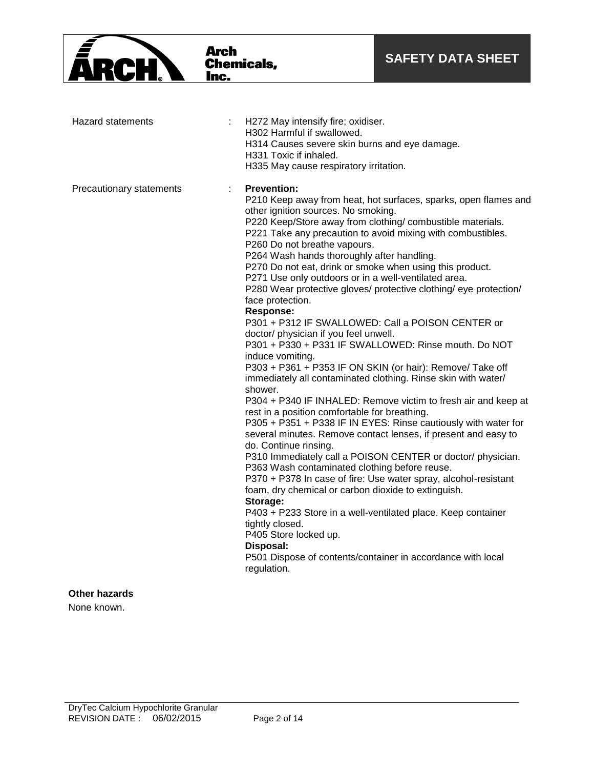Hazard statements : H272 May intensify fire; oxidiser.
H302 Harmful if swallowed.
H314 Causes severe skin burns and eye damage.
H331 Toxic if inhaled.
H335 May cause respiratory irritation.

Precautionary statements :

**Prevention:**
P210 Keep away from heat, hot surfaces, sparks, open flames and other ignition sources. No smoking.
P220 Keep/Store away from clothing/ combustible materials.
P221 Take any precaution to avoid mixing with combustibles.
P260 Do not breathe vapours.
P264 Wash hands thoroughly after handling.
P270 Do not eat, drink or smoke when using this product.
P271 Use only outdoors or in a well-ventilated area.
P280 Wear protective gloves/ protective clothing/ eye protection/ face protection.

**Response:**
P301 + P312 IF SWALLOWED: Call a POISON CENTER or doctor/ physician if you feel unwell.
P301 + P330 + P331 IF SWALLOWED: Rinse mouth. Do NOT induce vomiting.
P303 + P361 + P353 IF ON SKIN (or hair): Remove/ Take off immediately all contaminated clothing. Rinse skin with water/ shower.
P304 + P340 IF INHALED: Remove victim to fresh air and keep at rest in a position comfortable for breathing.
P305 + P351 + P338 IF IN EYES: Rinse cautiously with water for several minutes. Remove contact lenses, if present and easy to do. Continue rinsing.
P310 Immediately call a POISON CENTER or doctor/ physician.
P363 Wash contaminated clothing before reuse.
P370 + P378 In case of fire: Use water spray, alcohol-resistant foam, dry chemical or carbon dioxide to extinguish.

**Storage:**
P403 + P233 Store in a well-ventilated place. Keep container tightly closed.
P405 Store locked up.

**Disposal:**
P501 Dispose of contents/container in accordance with local regulation.

**Other hazards**

None known.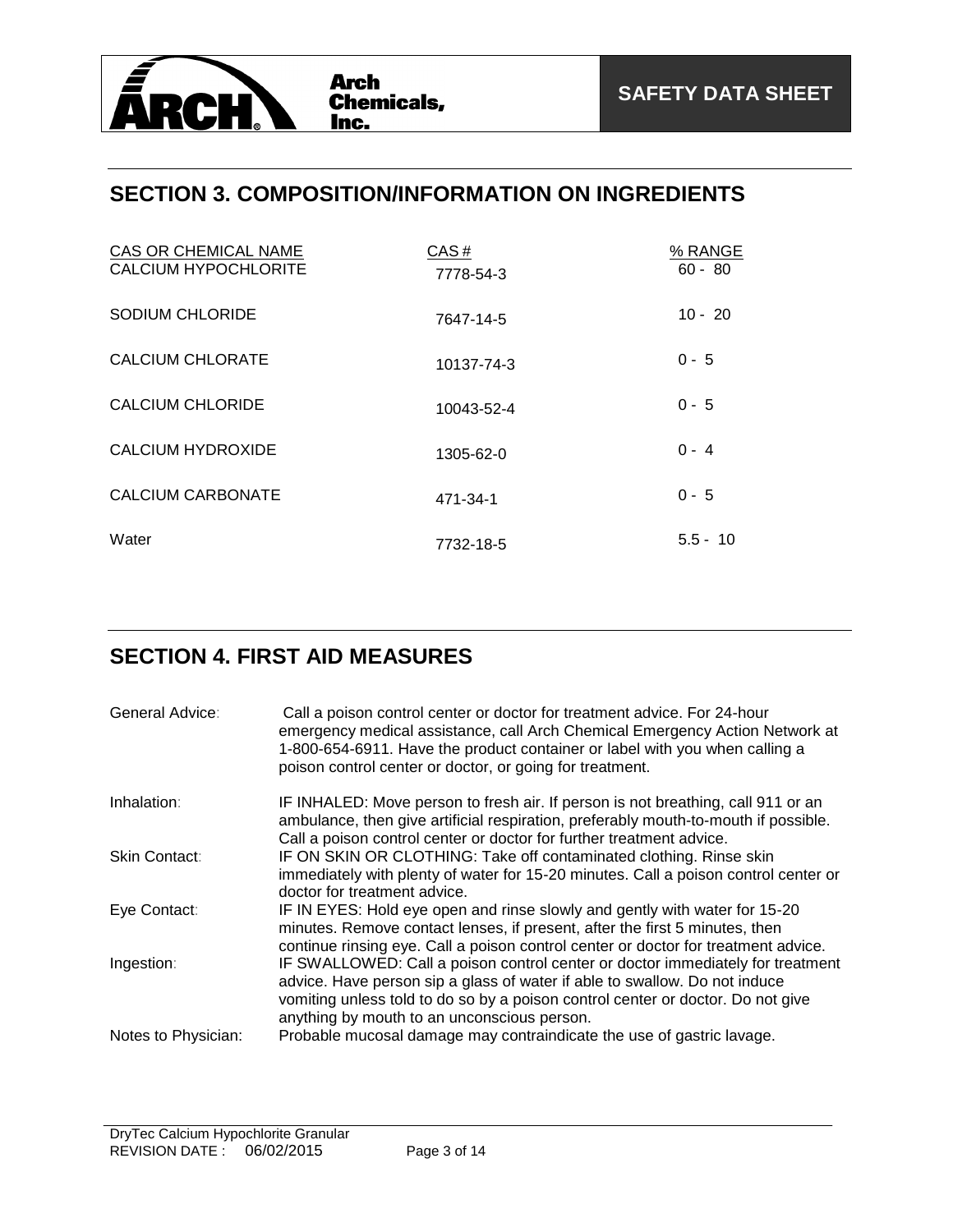## SECTION 3. COMPOSITION/INFORMATION ON INGREDIENTS

| CAS OR CHEMICAL NAME | CAS # | % RANGE |
|---|---|---|
| CALCIUM HYPOCHLORITE | 7778-54-3 | 60 - 80 |
| SODIUM CHLORIDE | 7647-14-5 | 10 - 20 |
| CALCIUM CHLORATE | 10137-74-3 | 0 - 5 |
| CALCIUM CHLORIDE | 10043-52-4 | 0 - 5 |
| CALCIUM HYDROXIDE | 1305-62-0 | 0 - 4 |
| CALCIUM CARBONATE | 471-34-1 | 0 - 5 |
| Water | 7732-18-5 | 5.5 - 10 |

## SECTION 4. FIRST AID MEASURES

General Advice: Call a poison control center or doctor for treatment advice. For 24-hour emergency medical assistance, call Arch Chemical Emergency Action Network at 1-800-654-6911. Have the product container or label with you when calling a poison control center or doctor, or going for treatment.

Inhalation: IF INHALED: Move person to fresh air. If person is not breathing, call 911 or an ambulance, then give artificial respiration, preferably mouth-to-mouth if possible. Call a poison control center or doctor for further treatment advice.

Skin Contact: IF ON SKIN OR CLOTHING: Take off contaminated clothing. Rinse skin immediately with plenty of water for 15-20 minutes. Call a poison control center or doctor for treatment advice.

Eye Contact: IF IN EYES: Hold eye open and rinse slowly and gently with water for 15-20 minutes. Remove contact lenses, if present, after the first 5 minutes, then continue rinsing eye. Call a poison control center or doctor for treatment advice.

Ingestion: IF SWALLOWED: Call a poison control center or doctor immediately for treatment advice. Have person sip a glass of water if able to swallow. Do not induce vomiting unless told to do so by a poison control center or doctor. Do not give anything by mouth to an unconscious person.

Notes to Physician: Probable mucosal damage may contraindicate the use of gastric lavage.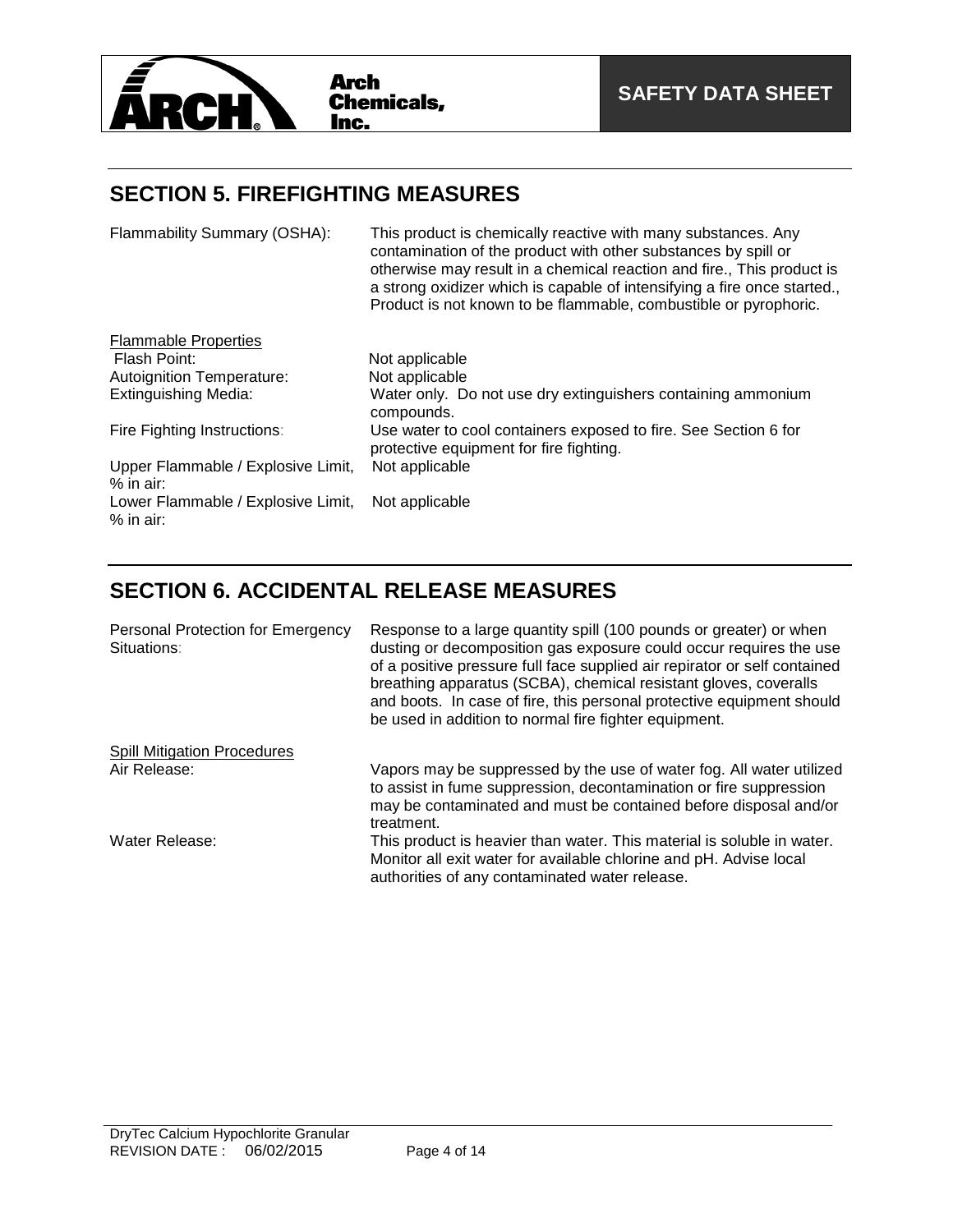## SECTION 5. FIREFIGHTING MEASURES

| | |
|---|---|
| Flammability Summary (OSHA): | This product is chemically reactive with many substances. Any contamination of the product with other substances by spill or otherwise may result in a chemical reaction and fire., This product is a strong oxidizer which is capable of intensifying a fire once started., Product is not known to be flammable, combustible or pyrophoric. |

Flammable Properties

| | |
|---|---|
| Flash Point: | Not applicable |
| Autoignition Temperature: | Not applicable |
| Extinguishing Media: | Water only. Do not use dry extinguishers containing ammonium compounds. |
| Fire Fighting Instructions: | Use water to cool containers exposed to fire. See Section 6 for protective equipment for fire fighting. |
| Upper Flammable / Explosive Limit, % in air: | Not applicable |
| Lower Flammable / Explosive Limit, % in air: | Not applicable |

## SECTION 6. ACCIDENTAL RELEASE MEASURES

| | |
|---|---|
| Personal Protection for Emergency Situations: | Response to a large quantity spill (100 pounds or greater) or when dusting or decomposition gas exposure could occur requires the use of a positive pressure full face supplied air repirator or self contained breathing apparatus (SCBA), chemical resistant gloves, coveralls and boots. In case of fire, this personal protective equipment should be used in addition to normal fire fighter equipment. |

Spill Mitigation Procedures

| | |
|---|---|
| Air Release: | Vapors may be suppressed by the use of water fog. All water utilized to assist in fume suppression, decontamination or fire suppression may be contaminated and must be contained before disposal and/or treatment. |
| Water Release: | This product is heavier than water. This material is soluble in water. Monitor all exit water for available chlorine and pH. Advise local authorities of any contaminated water release. |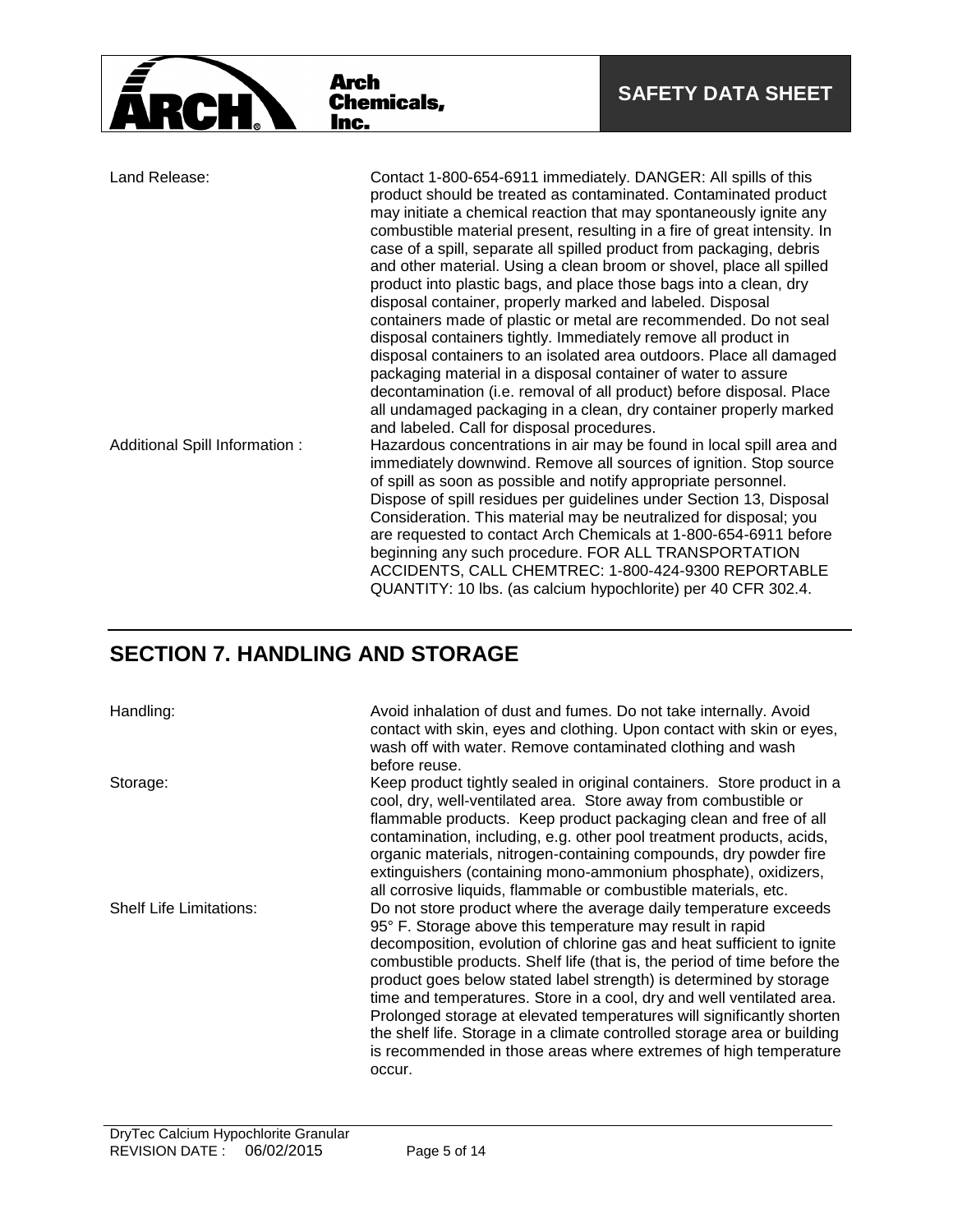| | |
|---|---|
| Land Release: | Contact 1-800-654-6911 immediately. DANGER: All spills of this product should be treated as contaminated. Contaminated product may initiate a chemical reaction that may spontaneously ignite any combustible material present, resulting in a fire of great intensity. In case of a spill, separate all spilled product from packaging, debris and other material. Using a clean broom or shovel, place all spilled product into plastic bags, and place those bags into a clean, dry disposal container, properly marked and labeled. Disposal containers made of plastic or metal are recommended. Do not seal disposal containers tightly. Immediately remove all product in disposal containers to an isolated area outdoors. Place all damaged packaging material in a disposal container of water to assure decontamination (i.e. removal of all product) before disposal. Place all undamaged packaging in a clean, dry container properly marked and labeled. Call for disposal procedures. |
| Additional Spill Information : | Hazardous concentrations in air may be found in local spill area and immediately downwind. Remove all sources of ignition. Stop source of spill as soon as possible and notify appropriate personnel. Dispose of spill residues per guidelines under Section 13, Disposal Consideration. This material may be neutralized for disposal; you are requested to contact Arch Chemicals at 1-800-654-6911 before beginning any such procedure. FOR ALL TRANSPORTATION ACCIDENTS, CALL CHEMTREC: 1-800-424-9300 REPORTABLE QUANTITY: 10 lbs. (as calcium hypochlorite) per 40 CFR 302.4. |

## SECTION 7. HANDLING AND STORAGE

| | |
|---|---|
| Handling: | Avoid inhalation of dust and fumes. Do not take internally. Avoid contact with skin, eyes and clothing. Upon contact with skin or eyes, wash off with water. Remove contaminated clothing and wash before reuse. |
| Storage: | Keep product tightly sealed in original containers. Store product in a cool, dry, well-ventilated area. Store away from combustible or flammable products. Keep product packaging clean and free of all contamination, including, e.g. other pool treatment products, acids, organic materials, nitrogen-containing compounds, dry powder fire extinguishers (containing mono-ammonium phosphate), oxidizers, all corrosive liquids, flammable or combustible materials, etc. |
| Shelf Life Limitations: | Do not store product where the average daily temperature exceeds 95° F. Storage above this temperature may result in rapid decomposition, evolution of chlorine gas and heat sufficient to ignite combustible products. Shelf life (that is, the period of time before the product goes below stated label strength) is determined by storage time and temperatures. Store in a cool, dry and well ventilated area. Prolonged storage at elevated temperatures will significantly shorten the shelf life. Storage in a climate controlled storage area or building is recommended in those areas where extremes of high temperature occur. |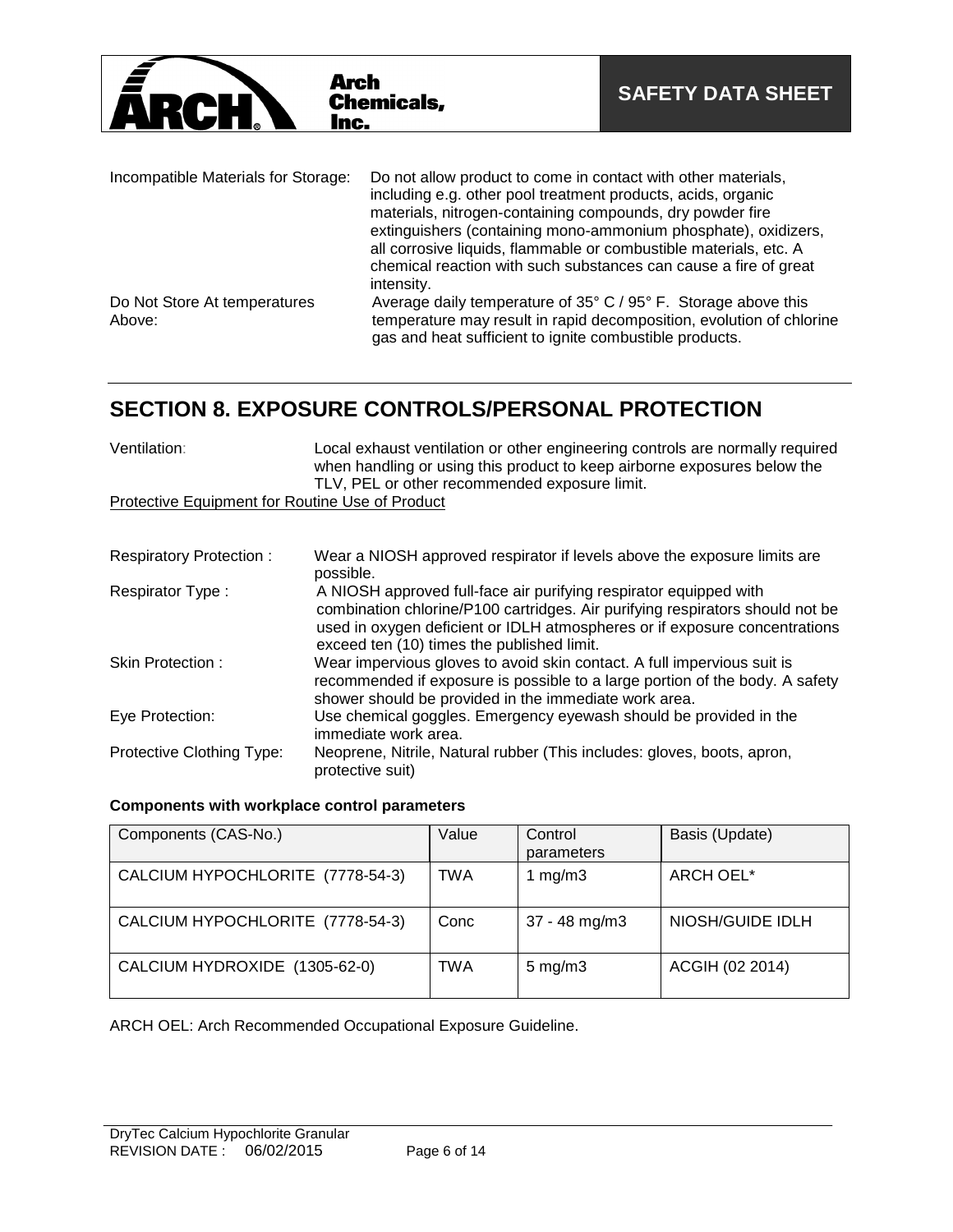| | |
|---|---|
| Incompatible Materials for Storage: | Do not allow product to come in contact with other materials, including e.g. other pool treatment products, acids, organic materials, nitrogen-containing compounds, dry powder fire extinguishers (containing mono-ammonium phosphate), oxidizers, all corrosive liquids, flammable or combustible materials, etc. A chemical reaction with such substances can cause a fire of great intensity. |
| Do Not Store At temperatures Above: | Average daily temperature of 35° C / 95° F. Storage above this temperature may result in rapid decomposition, evolution of chlorine gas and heat sufficient to ignite combustible products. |

## SECTION 8. EXPOSURE CONTROLS/PERSONAL PROTECTION

Ventilation: Local exhaust ventilation or other engineering controls are normally required when handling or using this product to keep airborne exposures below the TLV, PEL or other recommended exposure limit.

Protective Equipment for Routine Use of Product

| | |
|---|---|
| Respiratory Protection : | Wear a NIOSH approved respirator if levels above the exposure limits are possible. |
| Respirator Type : | A NIOSH approved full-face air purifying respirator equipped with combination chlorine/P100 cartridges. Air purifying respirators should not be used in oxygen deficient or IDLH atmospheres or if exposure concentrations exceed ten (10) times the published limit. |
| Skin Protection : | Wear impervious gloves to avoid skin contact. A full impervious suit is recommended if exposure is possible to a large portion of the body. A safety shower should be provided in the immediate work area. |
| Eye Protection: | Use chemical goggles. Emergency eyewash should be provided in the immediate work area. |
| Protective Clothing Type: | Neoprene, Nitrile, Natural rubber (This includes: gloves, boots, apron, protective suit) |

**Components with workplace control parameters**

| Components (CAS-No.) | Value | Control parameters | Basis (Update) |
|---|---|---|---|
| CALCIUM HYPOCHLORITE (7778-54-3) | TWA | 1 mg/m3 | ARCH OEL* |
| CALCIUM HYPOCHLORITE (7778-54-3) | Conc | 37 - 48 mg/m3 | NIOSH/GUIDE IDLH |
| CALCIUM HYDROXIDE (1305-62-0) | TWA | 5 mg/m3 | ACGIH (02 2014) |

ARCH OEL: Arch Recommended Occupational Exposure Guideline.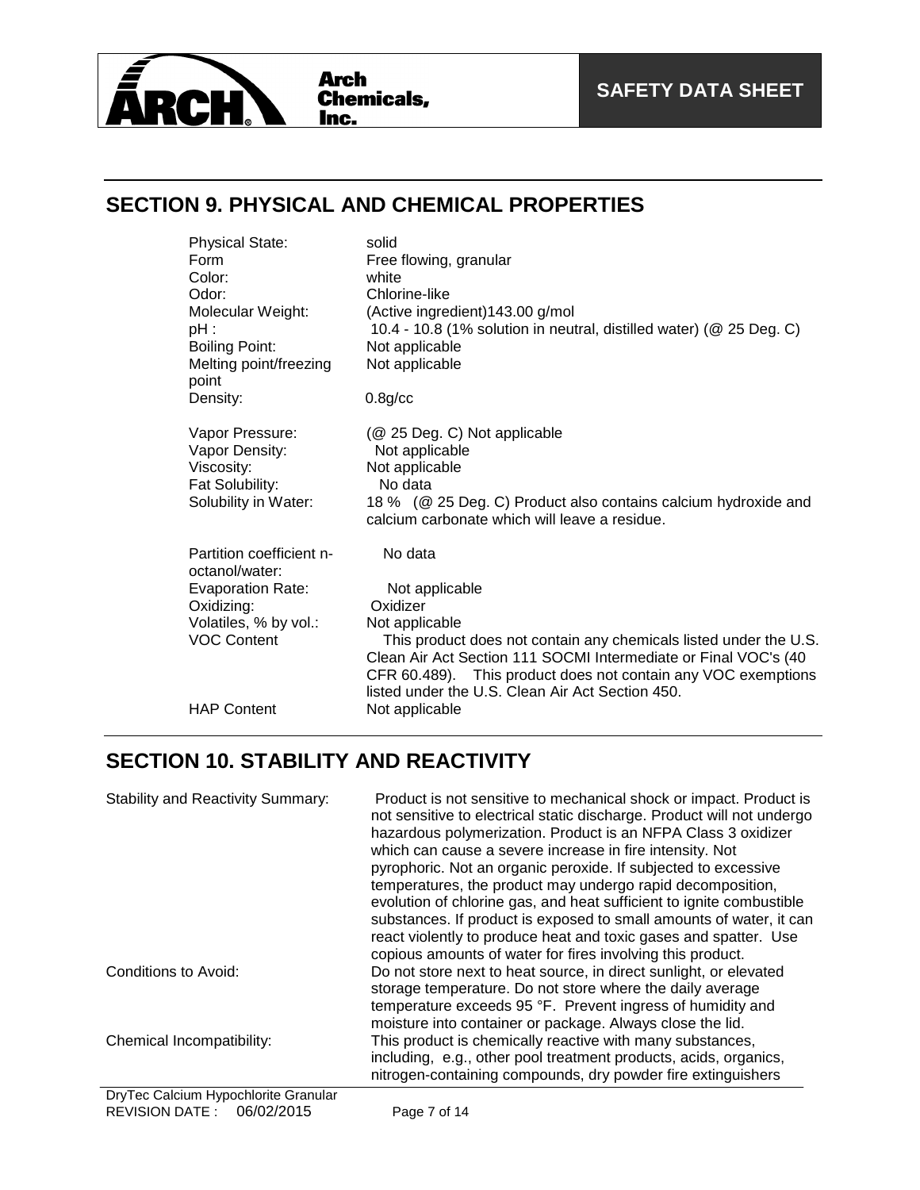## SECTION 9. PHYSICAL AND CHEMICAL PROPERTIES

| | |
|---|---|
| Physical State: | solid |
| Form | Free flowing, granular |
| Color: | white |
| Odor: | Chlorine-like |
| Molecular Weight: | (Active ingredient)143.00 g/mol |
| pH : | 10.4 - 10.8 (1% solution in neutral, distilled water) (@ 25 Deg. C) |
| Boiling Point: | Not applicable |
| Melting point/freezing point | Not applicable |
| Density: | 0.8g/cc |
| Vapor Pressure: | (@ 25 Deg. C) Not applicable |
| Vapor Density: | Not applicable |
| Viscosity: | Not applicable |
| Fat Solubility: | No data |
| Solubility in Water: | 18 % (@ 25 Deg. C) Product also contains calcium hydroxide and calcium carbonate which will leave a residue. |
| Partition coefficient n-octanol/water: | No data |
| Evaporation Rate: | Not applicable |
| Oxidizing: | Oxidizer |
| Volatiles, % by vol.: | Not applicable |
| VOC Content | This product does not contain any chemicals listed under the U.S. Clean Air Act Section 111 SOCMI Intermediate or Final VOC's (40 CFR 60.489). This product does not contain any VOC exemptions listed under the U.S. Clean Air Act Section 450. |
| HAP Content | Not applicable |

## SECTION 10. STABILITY AND REACTIVITY

| | |
|---|---|
| Stability and Reactivity Summary: | Product is not sensitive to mechanical shock or impact. Product is not sensitive to electrical static discharge. Product will not undergo hazardous polymerization. Product is an NFPA Class 3 oxidizer which can cause a severe increase in fire intensity. Not pyrophoric. Not an organic peroxide. If subjected to excessive temperatures, the product may undergo rapid decomposition, evolution of chlorine gas, and heat sufficient to ignite combustible substances. If product is exposed to small amounts of water, it can react violently to produce heat and toxic gases and spatter. Use copious amounts of water for fires involving this product. |
| Conditions to Avoid: | Do not store next to heat source, in direct sunlight, or elevated storage temperature. Do not store where the daily average temperature exceeds 95 °F. Prevent ingress of humidity and moisture into container or package. Always close the lid. |
| Chemical Incompatibility: | This product is chemically reactive with many substances, including, e.g., other pool treatment products, acids, organics, nitrogen-containing compounds, dry powder fire extinguishers |

DryTec Calcium Hypochlorite Granular
REVISION DATE : 06/02/2015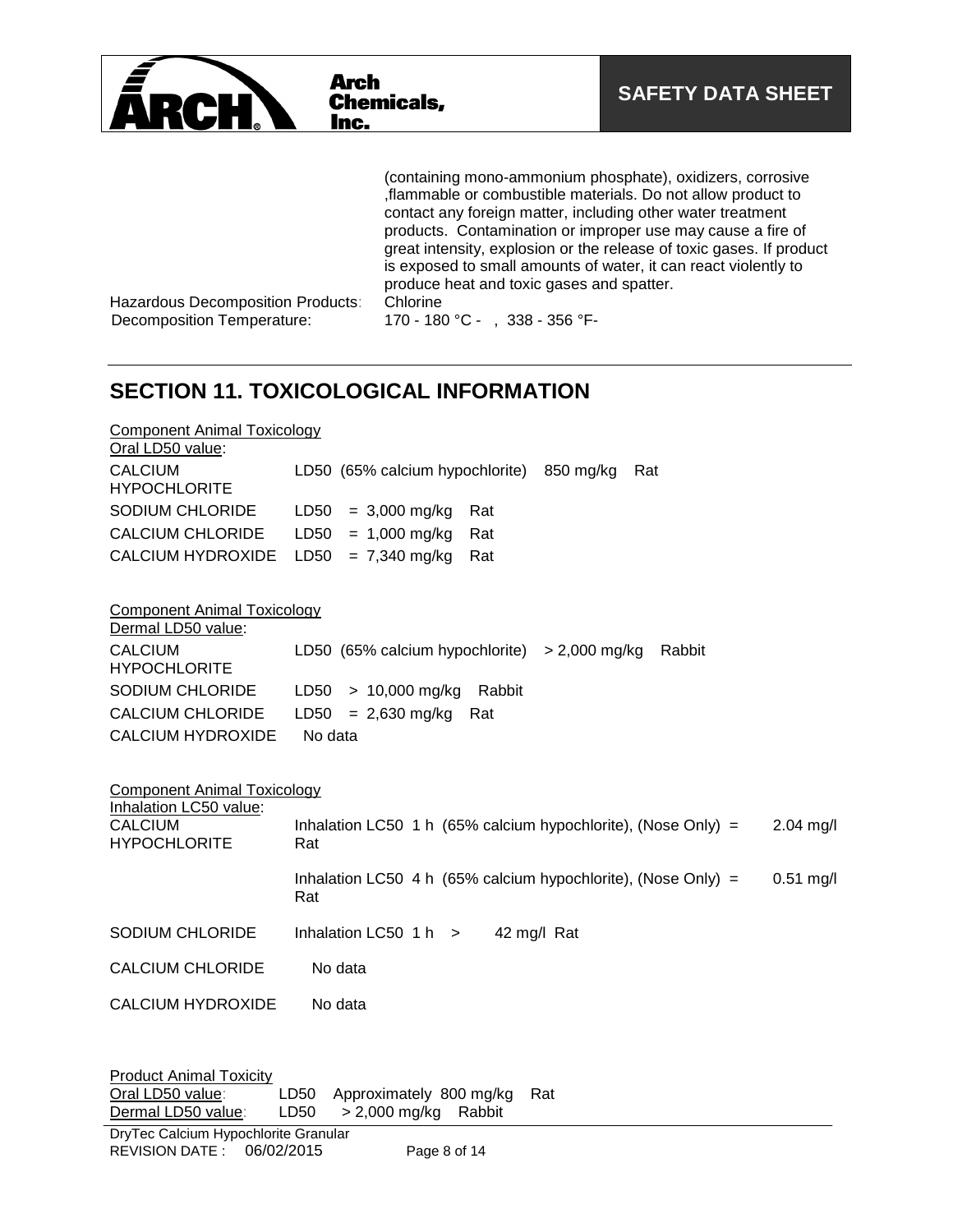(containing mono-ammonium phosphate), oxidizers, corrosive ,flammable or combustible materials. Do not allow product to contact any foreign matter, including other water treatment products. Contamination or improper use may cause a fire of great intensity, explosion or the release of toxic gases. If product is exposed to small amounts of water, it can react violently to produce heat and toxic gases and spatter.

Hazardous Decomposition Products: Chlorine

Decomposition Temperature: 170 - 180 °C - , 338 - 356 °F-

## SECTION 11. TOXICOLOGICAL INFORMATION

Component Animal Toxicology
Oral LD50 value:

| | |
|---|---|
| CALCIUM HYPOCHLORITE | LD50 (65% calcium hypochlorite) 850 mg/kg Rat |
| SODIUM CHLORIDE | LD50 = 3,000 mg/kg Rat |
| CALCIUM CHLORIDE | LD50 = 1,000 mg/kg Rat |
| CALCIUM HYDROXIDE | LD50 = 7,340 mg/kg Rat |

Component Animal Toxicology
Dermal LD50 value:

| | |
|---|---|
| CALCIUM HYPOCHLORITE | LD50 (65% calcium hypochlorite) > 2,000 mg/kg Rabbit |
| SODIUM CHLORIDE | LD50 > 10,000 mg/kg Rabbit |
| CALCIUM CHLORIDE | LD50 = 2,630 mg/kg Rat |
| CALCIUM HYDROXIDE | No data |

Component Animal Toxicology
Inhalation LC50 value:

| | | |
|---|---|---|
| CALCIUM HYPOCHLORITE | Inhalation LC50 1 h (65% calcium hypochlorite), (Nose Only) = Rat | 2.04 mg/l |
| | Inhalation LC50 4 h (65% calcium hypochlorite), (Nose Only) = Rat | 0.51 mg/l |
| SODIUM CHLORIDE | Inhalation LC50 1 h > 42 mg/l Rat | |
| CALCIUM CHLORIDE | No data | |
| CALCIUM HYDROXIDE | No data | |

Product Animal Toxicity

| | |
|---|---|
| Oral LD50 value: | LD50 Approximately 800 mg/kg Rat |
| Dermal LD50 value: | LD50 > 2,000 mg/kg Rabbit |

DryTec Calcium Hypochlorite Granular
REVISION DATE : 06/02/2015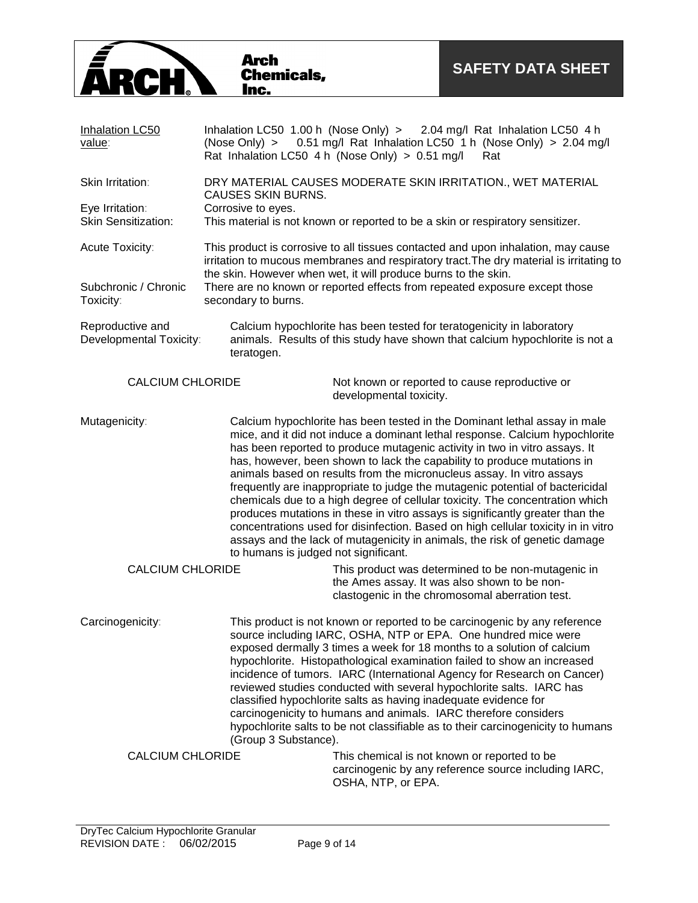| | | |
|---|---|---|
| Inhalation LC50 value: | Inhalation LC50 1.00 h (Nose Only) > 2.04 mg/l Rat Inhalation LC50 4 h (Nose Only) > 0.51 mg/l Rat Inhalation LC50 1 h (Nose Only) > 2.04 mg/l Rat Inhalation LC50 4 h (Nose Only) > 0.51 mg/l Rat | |
| Skin Irritation: | DRY MATERIAL CAUSES MODERATE SKIN IRRITATION., WET MATERIAL CAUSES SKIN BURNS. | |
| Eye Irritation: | Corrosive to eyes. | |
| Skin Sensitization: | This material is not known or reported to be a skin or respiratory sensitizer. | |
| Acute Toxicity: | This product is corrosive to all tissues contacted and upon inhalation, may cause irritation to mucous membranes and respiratory tract.The dry material is irritating to the skin. However when wet, it will produce burns to the skin. | |
| Subchronic / Chronic Toxicity: | There are no known or reported effects from repeated exposure except those secondary to burns. | |
| Reproductive and Developmental Toxicity: | Calcium hypochlorite has been tested for teratogenicity in laboratory animals. Results of this study have shown that calcium hypochlorite is not a teratogen. | |
| CALCIUM CHLORIDE | | Not known or reported to cause reproductive or developmental toxicity. |
| Mutagenicity: | Calcium hypochlorite has been tested in the Dominant lethal assay in male mice, and it did not induce a dominant lethal response. Calcium hypochlorite has been reported to produce mutagenic activity in two in vitro assays. It has, however, been shown to lack the capability to produce mutations in animals based on results from the micronucleus assay. In vitro assays frequently are inappropriate to judge the mutagenic potential of bactericidal chemicals due to a high degree of cellular toxicity. The concentration which produces mutations in these in vitro assays is significantly greater than the concentrations used for disinfection. Based on high cellular toxicity in in vitro assays and the lack of mutagenicity in animals, the risk of genetic damage to humans is judged not significant. | |
| CALCIUM CHLORIDE | | This product was determined to be non-mutagenic in the Ames assay. It was also shown to be non-clastogenic in the chromosomal aberration test. |
| Carcinogenicity: | This product is not known or reported to be carcinogenic by any reference source including IARC, OSHA, NTP or EPA. One hundred mice were exposed dermally 3 times a week for 18 months to a solution of calcium hypochlorite. Histopathological examination failed to show an increased incidence of tumors. IARC (International Agency for Research on Cancer) reviewed studies conducted with several hypochlorite salts. IARC has classified hypochlorite salts as having inadequate evidence for carcinogenicity to humans and animals. IARC therefore considers hypochlorite salts to be not classifiable as to their carcinogenicity to humans (Group 3 Substance). | |
| CALCIUM CHLORIDE | | This chemical is not known or reported to be carcinogenic by any reference source including IARC, OSHA, NTP, or EPA. |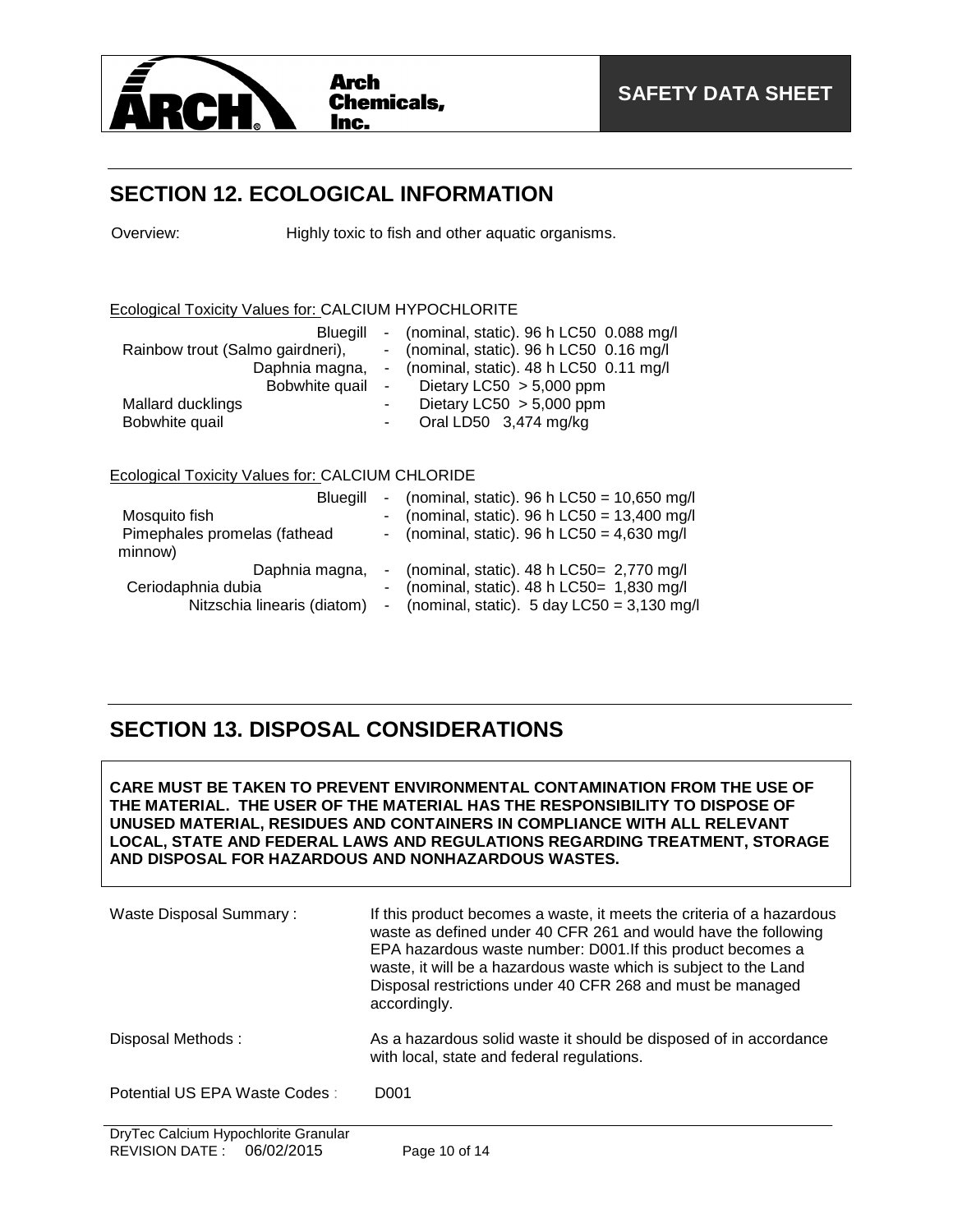## SECTION 12. ECOLOGICAL INFORMATION

Overview: Highly toxic to fish and other aquatic organisms.

Ecological Toxicity Values for: CALCIUM HYPOCHLORITE

| Organism | | Value |
|---|---|---|
| Bluegill | - | (nominal, static). 96 h LC50 0.088 mg/l |
| Rainbow trout (Salmo gairdneri), | - | (nominal, static). 96 h LC50 0.16 mg/l |
| Daphnia magna, | - | (nominal, static). 48 h LC50 0.11 mg/l |
| Bobwhite quail | - | Dietary LC50 > 5,000 ppm |
| Mallard ducklings | - | Dietary LC50 > 5,000 ppm |
| Bobwhite quail | - | Oral LD50 3,474 mg/kg |

Ecological Toxicity Values for: CALCIUM CHLORIDE

| Organism | | Value |
|---|---|---|
| Bluegill | - | (nominal, static). 96 h LC50 = 10,650 mg/l |
| Mosquito fish | - | (nominal, static). 96 h LC50 = 13,400 mg/l |
| Pimephales promelas (fathead minnow) | - | (nominal, static). 96 h LC50 = 4,630 mg/l |
| Daphnia magna, | - | (nominal, static). 48 h LC50= 2,770 mg/l |
| Ceriodaphnia dubia | - | (nominal, static). 48 h LC50= 1,830 mg/l |
| Nitzschia linearis (diatom) | - | (nominal, static). 5 day LC50 = 3,130 mg/l |

## SECTION 13. DISPOSAL CONSIDERATIONS

**CARE MUST BE TAKEN TO PREVENT ENVIRONMENTAL CONTAMINATION FROM THE USE OF THE MATERIAL. THE USER OF THE MATERIAL HAS THE RESPONSIBILITY TO DISPOSE OF UNUSED MATERIAL, RESIDUES AND CONTAINERS IN COMPLIANCE WITH ALL RELEVANT LOCAL, STATE AND FEDERAL LAWS AND REGULATIONS REGARDING TREATMENT, STORAGE AND DISPOSAL FOR HAZARDOUS AND NONHAZARDOUS WASTES.**

Waste Disposal Summary : If this product becomes a waste, it meets the criteria of a hazardous waste as defined under 40 CFR 261 and would have the following EPA hazardous waste number: D001.If this product becomes a waste, it will be a hazardous waste which is subject to the Land Disposal restrictions under 40 CFR 268 and must be managed accordingly.

Disposal Methods : As a hazardous solid waste it should be disposed of in accordance with local, state and federal regulations.

Potential US EPA Waste Codes : D001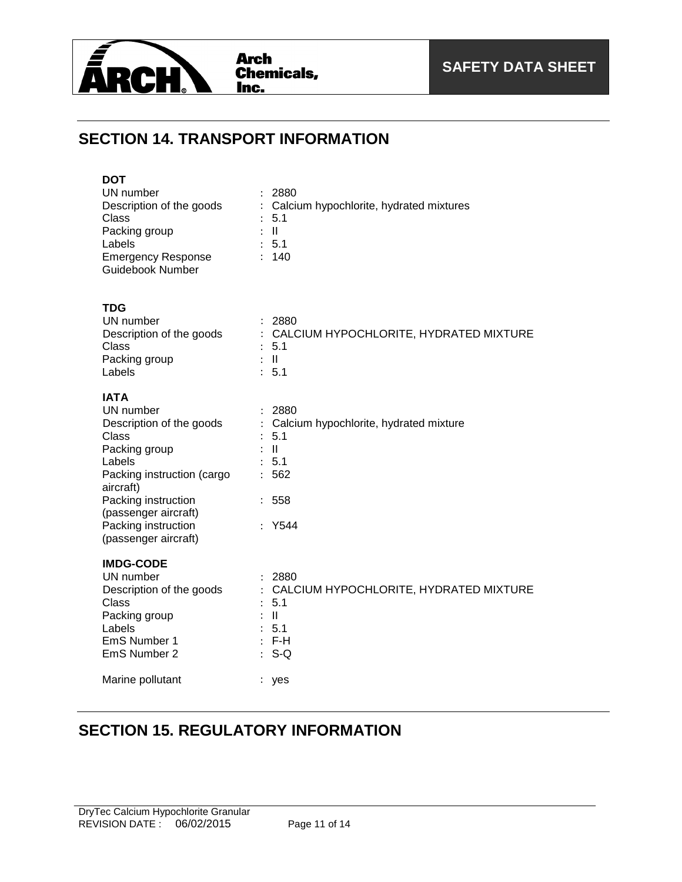## SECTION 14. TRANSPORT INFORMATION

**DOT**

| | |
|---|---|
| UN number | : 2880 |
| Description of the goods | : Calcium hypochlorite, hydrated mixtures |
| Class | : 5.1 |
| Packing group | : II |
| Labels | : 5.1 |
| Emergency Response Guidebook Number | : 140 |

**TDG**

| | |
|---|---|
| UN number | : 2880 |
| Description of the goods | : CALCIUM HYPOCHLORITE, HYDRATED MIXTURE |
| Class | : 5.1 |
| Packing group | : II |
| Labels | : 5.1 |

**IATA**

| | |
|---|---|
| UN number | : 2880 |
| Description of the goods | : Calcium hypochlorite, hydrated mixture |
| Class | : 5.1 |
| Packing group | : II |
| Labels | : 5.1 |
| Packing instruction (cargo aircraft) | : 562 |
| Packing instruction (passenger aircraft) | : 558 |
| Packing instruction (passenger aircraft) | : Y544 |

**IMDG-CODE**

| | |
|---|---|
| UN number | : 2880 |
| Description of the goods | : CALCIUM HYPOCHLORITE, HYDRATED MIXTURE |
| Class | : 5.1 |
| Packing group | : II |
| Labels | : 5.1 |
| EmS Number 1 | : F-H |
| EmS Number 2 | : S-Q |
| Marine pollutant | : yes |

## SECTION 15. REGULATORY INFORMATION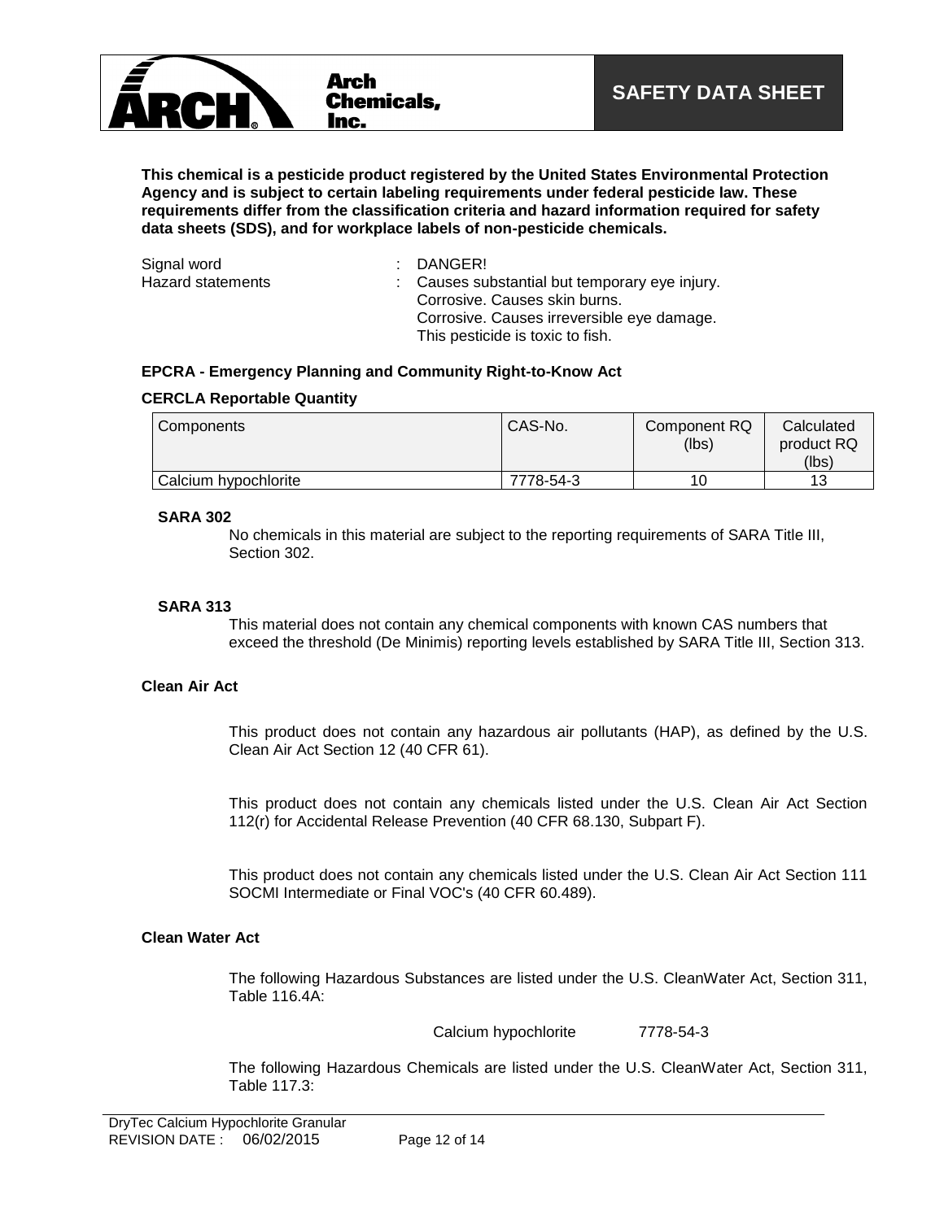This chemical is a pesticide product registered by the United States Environmental Protection Agency and is subject to certain labeling requirements under federal pesticide law. These requirements differ from the classification criteria and hazard information required for safety data sheets (SDS), and for workplace labels of non-pesticide chemicals.

| | |
|---|---|
| Signal word | : DANGER! |
| Hazard statements | : Causes substantial but temporary eye injury.<br>Corrosive. Causes skin burns.<br>Corrosive. Causes irreversible eye damage.<br>This pesticide is toxic to fish. |

**EPCRA - Emergency Planning and Community Right-to-Know Act**

**CERCLA Reportable Quantity**

| Components | CAS-No. | Component RQ (lbs) | Calculated product RQ (lbs) |
|---|---|---|---|
| Calcium hypochlorite | 7778-54-3 | 10 | 13 |

**SARA 302**

No chemicals in this material are subject to the reporting requirements of SARA Title III, Section 302.

**SARA 313**

This material does not contain any chemical components with known CAS numbers that exceed the threshold (De Minimis) reporting levels established by SARA Title III, Section 313.

**Clean Air Act**

This product does not contain any hazardous air pollutants (HAP), as defined by the U.S. Clean Air Act Section 12 (40 CFR 61).

This product does not contain any chemicals listed under the U.S. Clean Air Act Section 112(r) for Accidental Release Prevention (40 CFR 68.130, Subpart F).

This product does not contain any chemicals listed under the U.S. Clean Air Act Section 111 SOCMI Intermediate or Final VOC's (40 CFR 60.489).

**Clean Water Act**

The following Hazardous Substances are listed under the U.S. CleanWater Act, Section 311, Table 116.4A:

Calcium hypochlorite 7778-54-3

The following Hazardous Chemicals are listed under the U.S. CleanWater Act, Section 311, Table 117.3: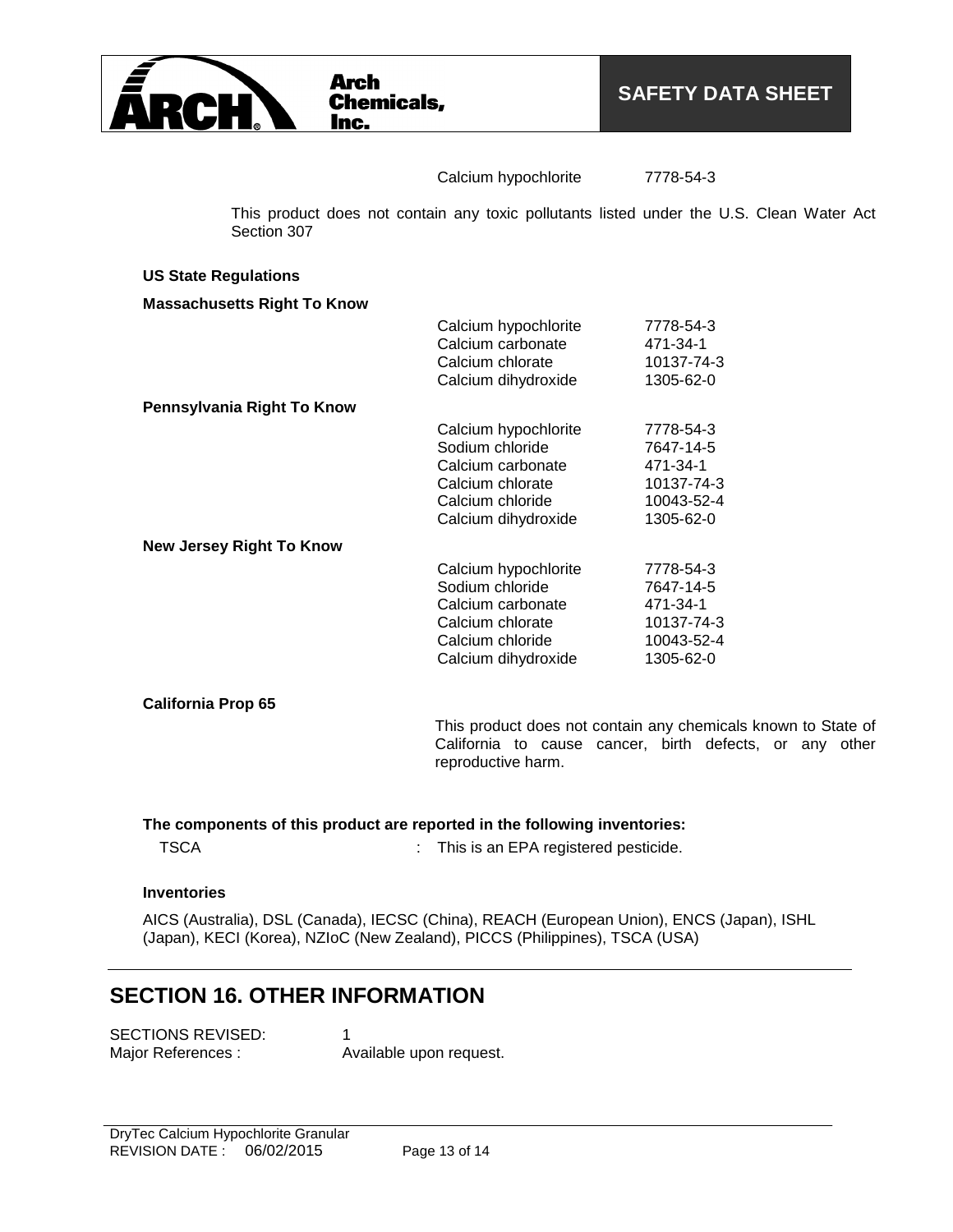| | |
|---|---|
| Calcium hypochlorite | 7778-54-3 |

This product does not contain any toxic pollutants listed under the U.S. Clean Water Act Section 307

**US State Regulations**

**Massachusetts Right To Know**

| | |
|---|---|
| Calcium hypochlorite | 7778-54-3 |
| Calcium carbonate | 471-34-1 |
| Calcium chlorate | 10137-74-3 |
| Calcium dihydroxide | 1305-62-0 |

**Pennsylvania Right To Know**

| | |
|---|---|
| Calcium hypochlorite | 7778-54-3 |
| Sodium chloride | 7647-14-5 |
| Calcium carbonate | 471-34-1 |
| Calcium chlorate | 10137-74-3 |
| Calcium chloride | 10043-52-4 |
| Calcium dihydroxide | 1305-62-0 |

**New Jersey Right To Know**

| | |
|---|---|
| Calcium hypochlorite | 7778-54-3 |
| Sodium chloride | 7647-14-5 |
| Calcium carbonate | 471-34-1 |
| Calcium chlorate | 10137-74-3 |
| Calcium chloride | 10043-52-4 |
| Calcium dihydroxide | 1305-62-0 |

**California Prop 65**

This product does not contain any chemicals known to State of California to cause cancer, birth defects, or any other reproductive harm.

**The components of this product are reported in the following inventories:**

TSCA : This is an EPA registered pesticide.

**Inventories**

AICS (Australia), DSL (Canada), IECSC (China), REACH (European Union), ENCS (Japan), ISHL (Japan), KECI (Korea), NZIoC (New Zealand), PICCS (Philippines), TSCA (USA)

## SECTION 16. OTHER INFORMATION

SECTIONS REVISED: 1
Major References : Available upon request.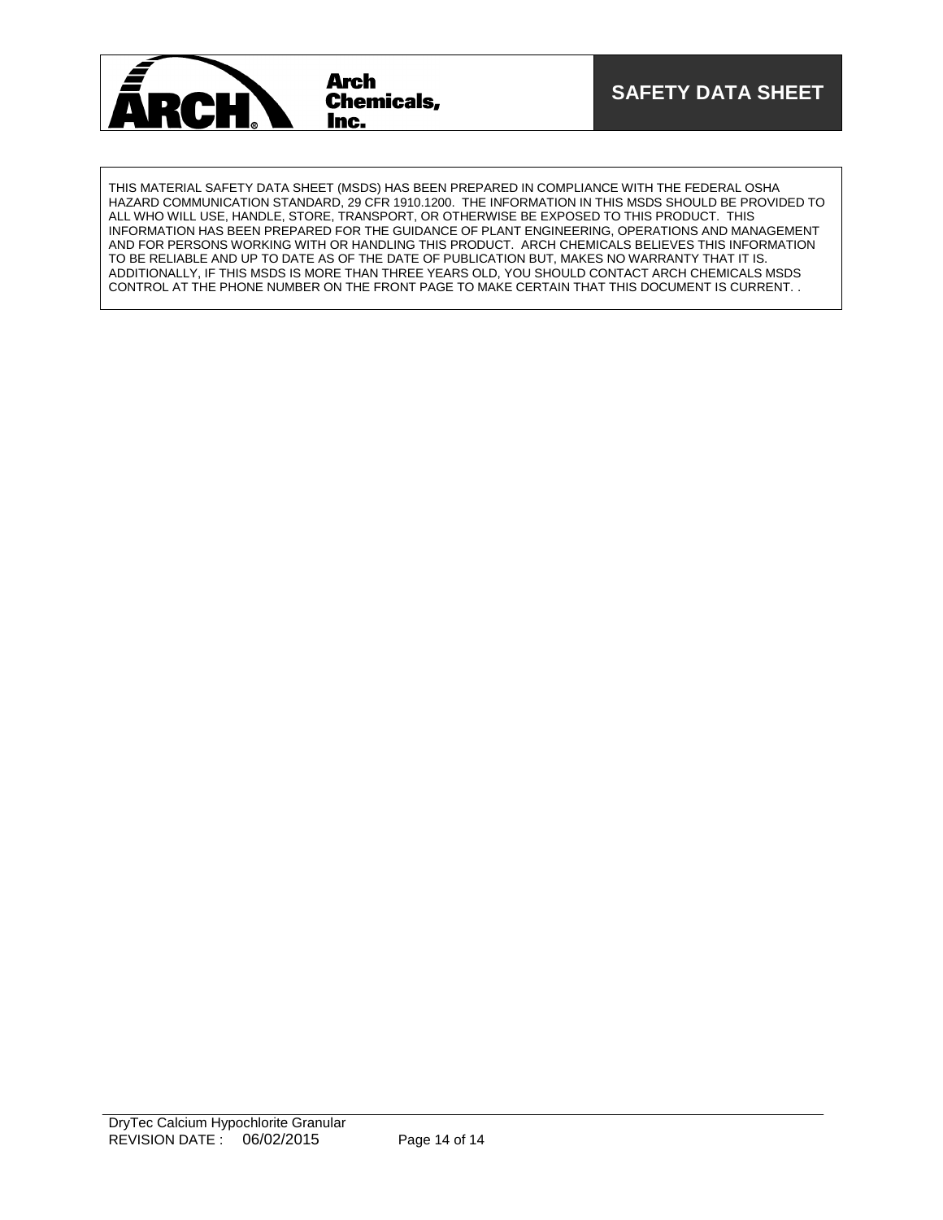Arch Chemicals, Inc.

# SAFETY DATA SHEET

THIS MATERIAL SAFETY DATA SHEET (MSDS) HAS BEEN PREPARED IN COMPLIANCE WITH THE FEDERAL OSHA HAZARD COMMUNICATION STANDARD, 29 CFR 1910.1200. THE INFORMATION IN THIS MSDS SHOULD BE PROVIDED TO ALL WHO WILL USE, HANDLE, STORE, TRANSPORT, OR OTHERWISE BE EXPOSED TO THIS PRODUCT. THIS INFORMATION HAS BEEN PREPARED FOR THE GUIDANCE OF PLANT ENGINEERING, OPERATIONS AND MANAGEMENT AND FOR PERSONS WORKING WITH OR HANDLING THIS PRODUCT. ARCH CHEMICALS BELIEVES THIS INFORMATION TO BE RELIABLE AND UP TO DATE AS OF THE DATE OF PUBLICATION BUT, MAKES NO WARRANTY THAT IT IS. ADDITIONALLY, IF THIS MSDS IS MORE THAN THREE YEARS OLD, YOU SHOULD CONTACT ARCH CHEMICALS MSDS CONTROL AT THE PHONE NUMBER ON THE FRONT PAGE TO MAKE CERTAIN THAT THIS DOCUMENT IS CURRENT. .